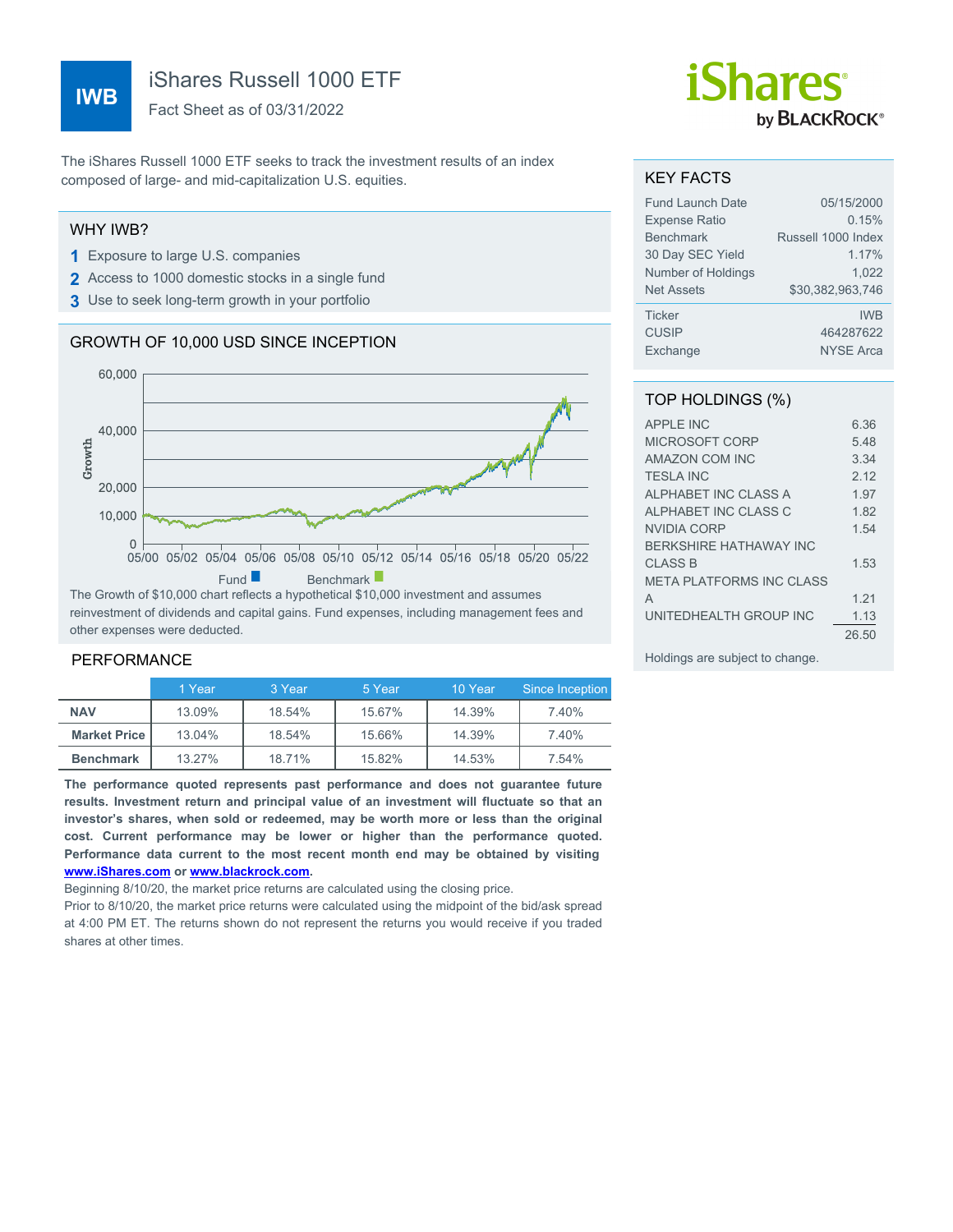# IWB

## iShares Russell 1000 ETF

Fact Sheet as of 03/31/2022

iShares by BLACKROCK®

The iShares Russell 1000 ETF seeks to track the investment results of an index composed of large- and mid-capitalization U.S. equities.

## WHY IWB?

1. Exposure to large U.S. companies
2. Access to 1000 domestic stocks in a single fund
3. Use to seek long-term growth in your portfolio

## GROWTH OF 10,000 USD SINCE INCEPTION

Fund ■ Benchmark ■

The Growth of $10,000 chart reflects a hypothetical $10,000 investment and assumes reinvestment of dividends and capital gains. Fund expenses, including management fees and other expenses were deducted.

## PERFORMANCE

| | 1 Year | 3 Year | 5 Year | 10 Year | Since Inception |
|---|---|---|---|---|---|
| **NAV** | 13.09% | 18.54% | 15.67% | 14.39% | 7.40% |
| **Market Price** | 13.04% | 18.54% | 15.66% | 14.39% | 7.40% |
| **Benchmark** | 13.27% | 18.71% | 15.82% | 14.53% | 7.54% |

**The performance quoted represents past performance and does not guarantee future results. Investment return and principal value of an investment will fluctuate so that an investor's shares, when sold or redeemed, may be worth more or less than the original cost. Current performance may be lower or higher than the performance quoted. Performance data current to the most recent month end may be obtained by visiting www.iShares.com or www.blackrock.com.**

Beginning 8/10/20, the market price returns are calculated using the closing price.

Prior to 8/10/20, the market price returns were calculated using the midpoint of the bid/ask spread at 4:00 PM ET. The returns shown do not represent the returns you would receive if you traded shares at other times.

## KEY FACTS

| | |
|---|---|
| Fund Launch Date | 05/15/2000 |
| Expense Ratio | 0.15% |
| Benchmark | Russell 1000 Index |
| 30 Day SEC Yield | 1.17% |
| Number of Holdings | 1,022 |
| Net Assets | $30,382,963,746 |
| Ticker | IWB |
| CUSIP | 464287622 |
| Exchange | NYSE Arca |

## TOP HOLDINGS (%)

| | |
|---|---|
| APPLE INC | 6.36 |
| MICROSOFT CORP | 5.48 |
| AMAZON COM INC | 3.34 |
| TESLA INC | 2.12 |
| ALPHABET INC CLASS A | 1.97 |
| ALPHABET INC CLASS C | 1.82 |
| NVIDIA CORP | 1.54 |
| BERKSHIRE HATHAWAY INC CLASS B | 1.53 |
| META PLATFORMS INC CLASS A | 1.21 |
| UNITEDHEALTH GROUP INC | 1.13 |
| | 26.50 |

Holdings are subject to change.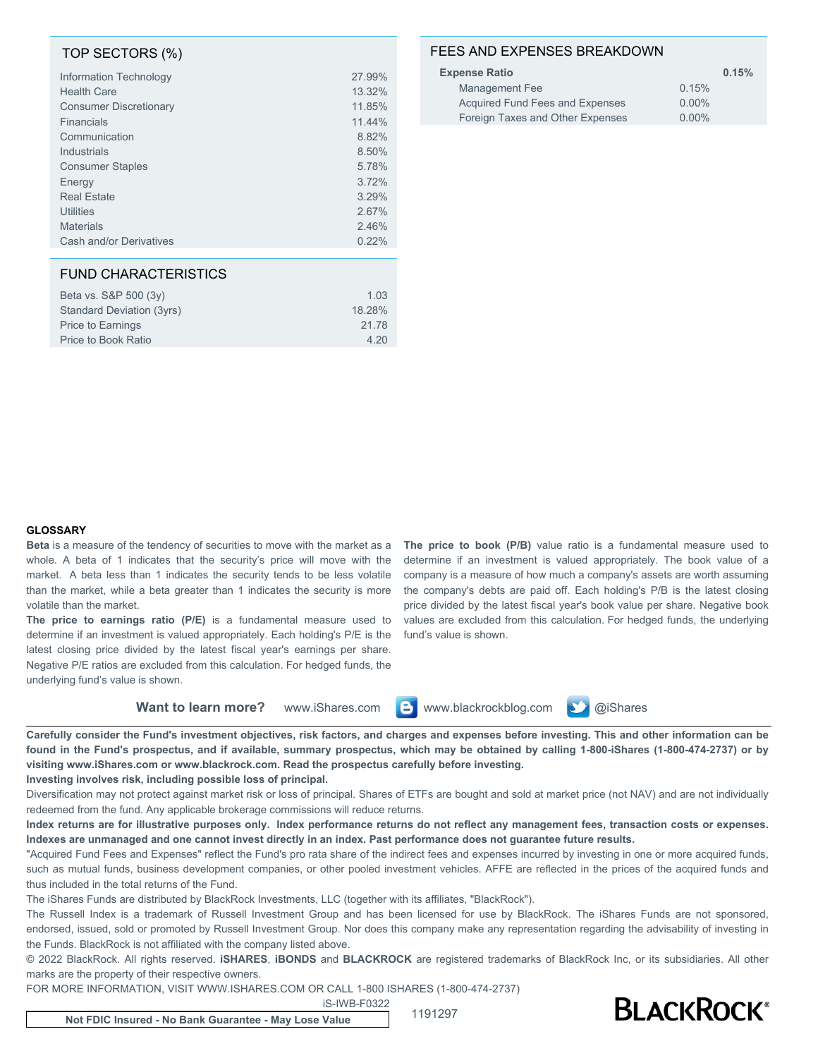## TOP SECTORS (%)

| Sector | % |
|---|---|
| Information Technology | 27.99% |
| Health Care | 13.32% |
| Consumer Discretionary | 11.85% |
| Financials | 11.44% |
| Communication | 8.82% |
| Industrials | 8.50% |
| Consumer Staples | 5.78% |
| Energy | 3.72% |
| Real Estate | 3.29% |
| Utilities | 2.67% |
| Materials | 2.46% |
| Cash and/or Derivatives | 0.22% |

## FUND CHARACTERISTICS

| Characteristic | Value |
|---|---|
| Beta vs. S&P 500 (3y) | 1.03 |
| Standard Deviation (3yrs) | 18.28% |
| Price to Earnings | 21.78 |
| Price to Book Ratio | 4.20 |

## FEES AND EXPENSES BREAKDOWN

| | | |
|---|---|---|
| **Expense Ratio** | | **0.15%** |
| Management Fee | 0.15% | |
| Acquired Fund Fees and Expenses | 0.00% | |
| Foreign Taxes and Other Expenses | 0.00% | |

**GLOSSARY**

**Beta** is a measure of the tendency of securities to move with the market as a whole. A beta of 1 indicates that the security's price will move with the market. A beta less than 1 indicates the security tends to be less volatile than the market, while a beta greater than 1 indicates the security is more volatile than the market.

**The price to earnings ratio (P/E)** is a fundamental measure used to determine if an investment is valued appropriately. Each holding's P/E is the latest closing price divided by the latest fiscal year's earnings per share. Negative P/E ratios are excluded from this calculation. For hedged funds, the underlying fund's value is shown.

**The price to book (P/B)** value ratio is a fundamental measure used to determine if an investment is valued appropriately. The book value of a company is a measure of how much a company's assets are worth assuming the company's debts are paid off. Each holding's P/B is the latest closing price divided by the latest fiscal year's book value per share. Negative book values are excluded from this calculation. For hedged funds, the underlying fund's value is shown.

**Want to learn more?** www.iShares.com www.blackrockblog.com @iShares

**Carefully consider the Fund's investment objectives, risk factors, and charges and expenses before investing. This and other information can be found in the Fund's prospectus, and if available, summary prospectus, which may be obtained by calling 1-800-iShares (1-800-474-2737) or by visiting www.iShares.com or www.blackrock.com. Read the prospectus carefully before investing.**

**Investing involves risk, including possible loss of principal.**

Diversification may not protect against market risk or loss of principal. Shares of ETFs are bought and sold at market price (not NAV) and are not individually redeemed from the fund. Any applicable brokerage commissions will reduce returns.

**Index returns are for illustrative purposes only. Index performance returns do not reflect any management fees, transaction costs or expenses. Indexes are unmanaged and one cannot invest directly in an index. Past performance does not guarantee future results.**

"Acquired Fund Fees and Expenses" reflect the Fund's pro rata share of the indirect fees and expenses incurred by investing in one or more acquired funds, such as mutual funds, business development companies, or other pooled investment vehicles. AFFE are reflected in the prices of the acquired funds and thus included in the total returns of the Fund.

The iShares Funds are distributed by BlackRock Investments, LLC (together with its affiliates, "BlackRock").

The Russell Index is a trademark of Russell Investment Group and has been licensed for use by BlackRock. The iShares Funds are not sponsored, endorsed, issued, sold or promoted by Russell Investment Group. Nor does this company make any representation regarding the advisability of investing in the Funds. BlackRock is not affiliated with the company listed above.

© 2022 BlackRock. All rights reserved. **iSHARES**, **iBONDS** and **BLACKROCK** are registered trademarks of BlackRock Inc, or its subsidiaries. All other marks are the property of their respective owners.

FOR MORE INFORMATION, VISIT WWW.ISHARES.COM OR CALL 1-800 ISHARES (1-800-474-2737)

iS-IWB-F0322

**Not FDIC Insured - No Bank Guarantee - May Lose Value**

1191297

BLACKROCK®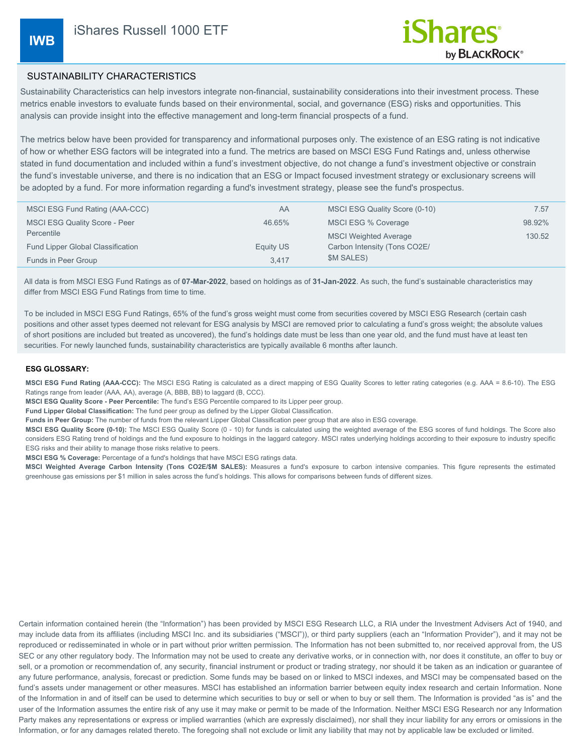IWB iShares Russell 1000 ETF

## SUSTAINABILITY CHARACTERISTICS

Sustainability Characteristics can help investors integrate non-financial, sustainability considerations into their investment process. These metrics enable investors to evaluate funds based on their environmental, social, and governance (ESG) risks and opportunities. This analysis can provide insight into the effective management and long-term financial prospects of a fund.

The metrics below have been provided for transparency and informational purposes only. The existence of an ESG rating is not indicative of how or whether ESG factors will be integrated into a fund. The metrics are based on MSCI ESG Fund Ratings and, unless otherwise stated in fund documentation and included within a fund's investment objective, do not change a fund's investment objective or constrain the fund's investable universe, and there is no indication that an ESG or Impact focused investment strategy or exclusionary screens will be adopted by a fund. For more information regarding a fund's investment strategy, please see the fund's prospectus.

| | | | |
|---|---|---|---|
| MSCI ESG Fund Rating (AAA-CCC) | AA | MSCI ESG Quality Score (0-10) | 7.57 |
| MSCI ESG Quality Score - Peer Percentile | 46.65% | MSCI ESG % Coverage | 98.92% |
| Fund Lipper Global Classification | Equity US | MSCI Weighted Average Carbon Intensity (Tons CO2E/ $M SALES) | 130.52 |
| Funds in Peer Group | 3,417 | | |

All data is from MSCI ESG Fund Ratings as of **07-Mar-2022**, based on holdings as of **31-Jan-2022**. As such, the fund's sustainable characteristics may differ from MSCI ESG Fund Ratings from time to time.

To be included in MSCI ESG Fund Ratings, 65% of the fund's gross weight must come from securities covered by MSCI ESG Research (certain cash positions and other asset types deemed not relevant for ESG analysis by MSCI are removed prior to calculating a fund's gross weight; the absolute values of short positions are included but treated as uncovered), the fund's holdings date must be less than one year old, and the fund must have at least ten securities. For newly launched funds, sustainability characteristics are typically available 6 months after launch.

**ESG GLOSSARY:**

**MSCI ESG Fund Rating (AAA-CCC):** The MSCI ESG Rating is calculated as a direct mapping of ESG Quality Scores to letter rating categories (e.g. AAA = 8.6-10). The ESG Ratings range from leader (AAA, AA), average (A, BBB, BB) to laggard (B, CCC).

**MSCI ESG Quality Score - Peer Percentile:** The fund's ESG Percentile compared to its Lipper peer group.

**Fund Lipper Global Classification:** The fund peer group as defined by the Lipper Global Classification.

**Funds in Peer Group:** The number of funds from the relevant Lipper Global Classification peer group that are also in ESG coverage.

**MSCI ESG Quality Score (0-10):** The MSCI ESG Quality Score (0 - 10) for funds is calculated using the weighted average of the ESG scores of fund holdings. The Score also considers ESG Rating trend of holdings and the fund exposure to holdings in the laggard category. MSCI rates underlying holdings according to their exposure to industry specific ESG risks and their ability to manage those risks relative to peers.

**MSCI ESG % Coverage:** Percentage of a fund's holdings that have MSCI ESG ratings data.

**MSCI Weighted Average Carbon Intensity (Tons CO2E/$M SALES):** Measures a fund's exposure to carbon intensive companies. This figure represents the estimated greenhouse gas emissions per $1 million in sales across the fund's holdings. This allows for comparisons between funds of different sizes.

Certain information contained herein (the "Information") has been provided by MSCI ESG Research LLC, a RIA under the Investment Advisers Act of 1940, and may include data from its affiliates (including MSCI Inc. and its subsidiaries ("MSCI")), or third party suppliers (each an "Information Provider"), and it may not be reproduced or redisseminated in whole or in part without prior written permission. The Information has not been submitted to, nor received approval from, the US SEC or any other regulatory body. The Information may not be used to create any derivative works, or in connection with, nor does it constitute, an offer to buy or sell, or a promotion or recommendation of, any security, financial instrument or product or trading strategy, nor should it be taken as an indication or guarantee of any future performance, analysis, forecast or prediction. Some funds may be based on or linked to MSCI indexes, and MSCI may be compensated based on the fund's assets under management or other measures. MSCI has established an information barrier between equity index research and certain Information. None of the Information in and of itself can be used to determine which securities to buy or sell or when to buy or sell them. The Information is provided "as is" and the user of the Information assumes the entire risk of any use it may make or permit to be made of the Information. Neither MSCI ESG Research nor any Information Party makes any representations or express or implied warranties (which are expressly disclaimed), nor shall they incur liability for any errors or omissions in the Information, or for any damages related thereto. The foregoing shall not exclude or limit any liability that may not by applicable law be excluded or limited.